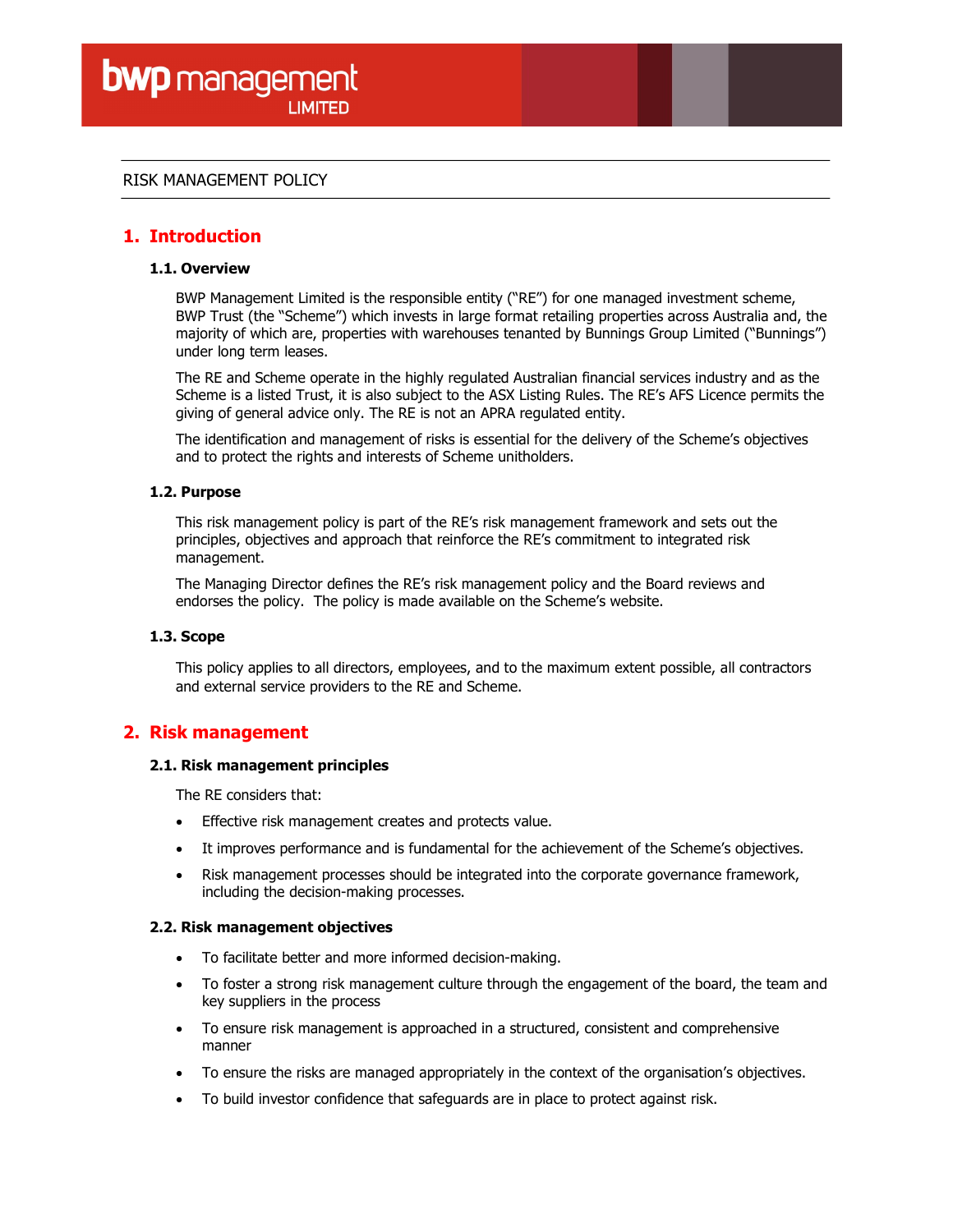bwp management LIMITED

RISK MANAGEMENT POLICY

# 1. Introduction

## 1.1. Overview

BWP Management Limited is the responsible entity ("RE") for one managed investment scheme, BWP Trust (the "Scheme") which invests in large format retailing properties across Australia and, the majority of which are, properties with warehouses tenanted by Bunnings Group Limited ("Bunnings") under long term leases.

The RE and Scheme operate in the highly regulated Australian financial services industry and as the Scheme is a listed Trust, it is also subject to the ASX Listing Rules. The RE's AFS Licence permits the giving of general advice only. The RE is not an APRA regulated entity.

The identification and management of risks is essential for the delivery of the Scheme's objectives and to protect the rights and interests of Scheme unitholders.

## 1.2. Purpose

This risk management policy is part of the RE's risk management framework and sets out the principles, objectives and approach that reinforce the RE's commitment to integrated risk management.

The Managing Director defines the RE's risk management policy and the Board reviews and endorses the policy. The policy is made available on the Scheme's website.

## 1.3. Scope

This policy applies to all directors, employees, and to the maximum extent possible, all contractors and external service providers to the RE and Scheme.

# 2. Risk management

## 2.1. Risk management principles

The RE considers that:

- Effective risk management creates and protects value.
- It improves performance and is fundamental for the achievement of the Scheme's objectives.
- Risk management processes should be integrated into the corporate governance framework, including the decision-making processes.

## 2.2. Risk management objectives

- To facilitate better and more informed decision-making.
- To foster a strong risk management culture through the engagement of the board, the team and key suppliers in the process
- To ensure risk management is approached in a structured, consistent and comprehensive manner
- To ensure the risks are managed appropriately in the context of the organisation's objectives.
- To build investor confidence that safeguards are in place to protect against risk.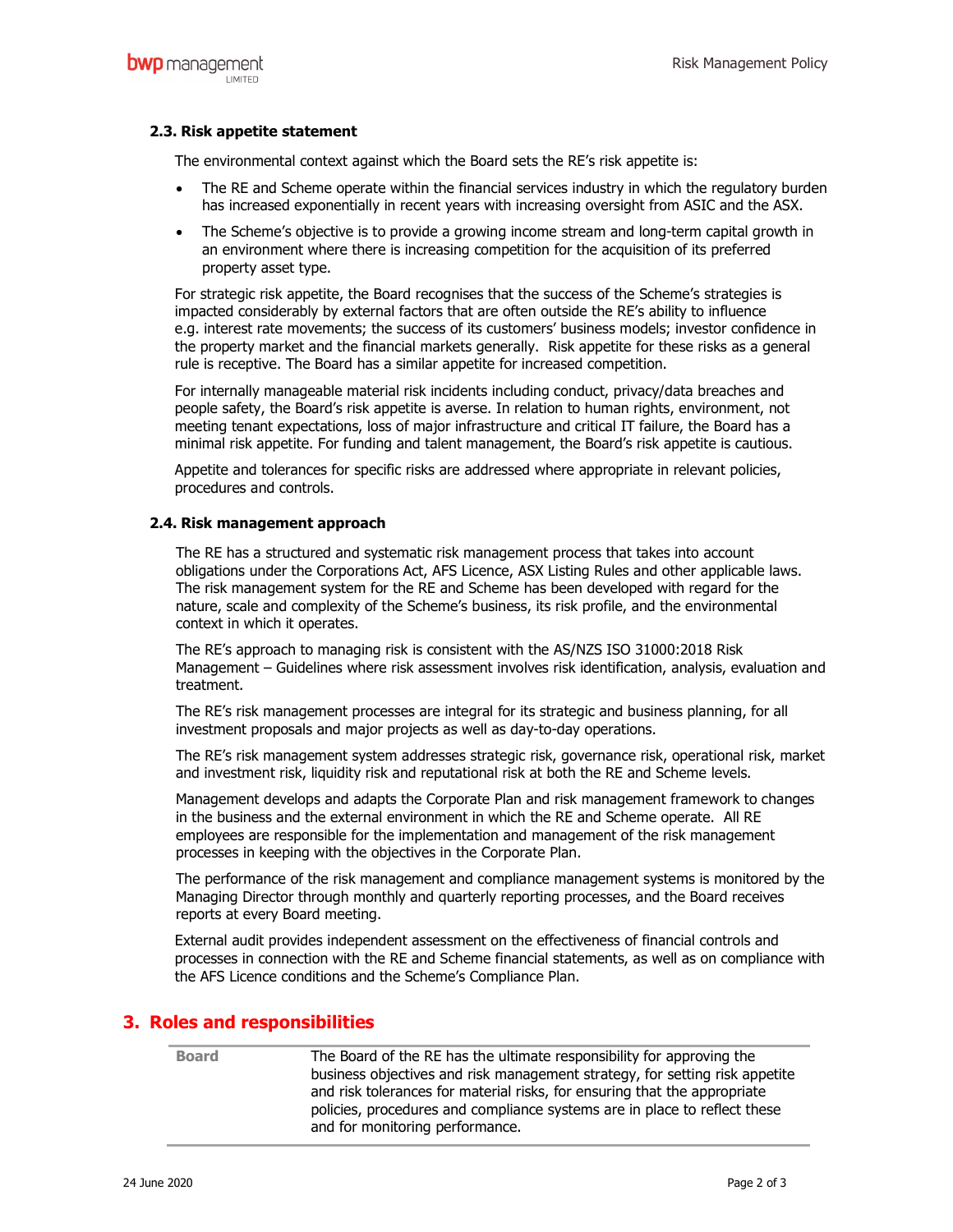### 2.3. Risk appetite statement

The environmental context against which the Board sets the RE's risk appetite is:

- The RE and Scheme operate within the financial services industry in which the regulatory burden has increased exponentially in recent years with increasing oversight from ASIC and the ASX.
- The Scheme's objective is to provide a growing income stream and long-term capital growth in an environment where there is increasing competition for the acquisition of its preferred property asset type.

For strategic risk appetite, the Board recognises that the success of the Scheme's strategies is impacted considerably by external factors that are often outside the RE's ability to influence e.g. interest rate movements; the success of its customers' business models; investor confidence in the property market and the financial markets generally. Risk appetite for these risks as a general rule is receptive. The Board has a similar appetite for increased competition.

For internally manageable material risk incidents including conduct, privacy/data breaches and people safety, the Board's risk appetite is averse. In relation to human rights, environment, not meeting tenant expectations, loss of major infrastructure and critical IT failure, the Board has a minimal risk appetite. For funding and talent management, the Board's risk appetite is cautious.

Appetite and tolerances for specific risks are addressed where appropriate in relevant policies, procedures and controls.

### 2.4. Risk management approach

The RE has a structured and systematic risk management process that takes into account obligations under the Corporations Act, AFS Licence, ASX Listing Rules and other applicable laws. The risk management system for the RE and Scheme has been developed with regard for the nature, scale and complexity of the Scheme's business, its risk profile, and the environmental context in which it operates.

The RE's approach to managing risk is consistent with the AS/NZS ISO 31000:2018 Risk Management – Guidelines where risk assessment involves risk identification, analysis, evaluation and treatment.

The RE's risk management processes are integral for its strategic and business planning, for all investment proposals and major projects as well as day-to-day operations.

The RE's risk management system addresses strategic risk, governance risk, operational risk, market and investment risk, liquidity risk and reputational risk at both the RE and Scheme levels.

Management develops and adapts the Corporate Plan and risk management framework to changes in the business and the external environment in which the RE and Scheme operate. All RE employees are responsible for the implementation and management of the risk management processes in keeping with the objectives in the Corporate Plan.

The performance of the risk management and compliance management systems is monitored by the Managing Director through monthly and quarterly reporting processes, and the Board receives reports at every Board meeting.

External audit provides independent assessment on the effectiveness of financial controls and processes in connection with the RE and Scheme financial statements, as well as on compliance with the AFS Licence conditions and the Scheme's Compliance Plan.

## 3. Roles and responsibilities

| | |
|---|---|
| **Board** | The Board of the RE has the ultimate responsibility for approving the business objectives and risk management strategy, for setting risk appetite and risk tolerances for material risks, for ensuring that the appropriate policies, procedures and compliance systems are in place to reflect these and for monitoring performance. |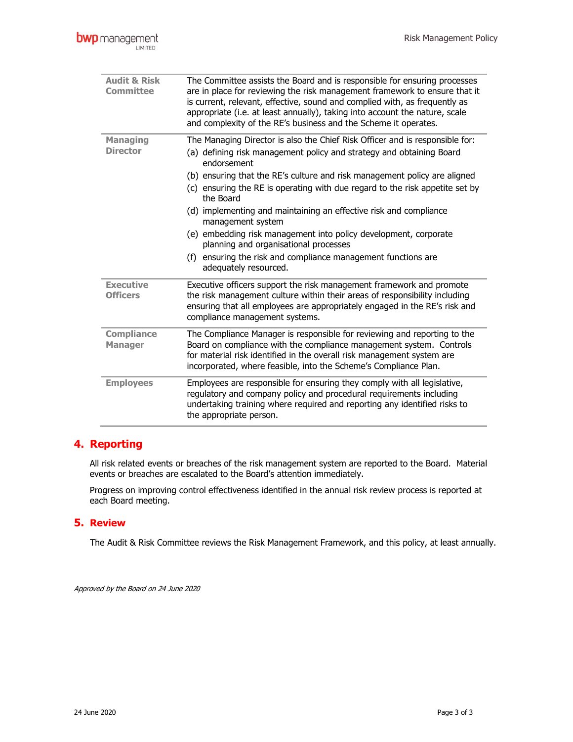| | |
|---|---|
| **Audit & Risk Committee** | The Committee assists the Board and is responsible for ensuring processes are in place for reviewing the risk management framework to ensure that it is current, relevant, effective, sound and complied with, as frequently as appropriate (i.e. at least annually), taking into account the nature, scale and complexity of the RE's business and the Scheme it operates. |
| **Managing Director** | The Managing Director is also the Chief Risk Officer and is responsible for:<br>(a) defining risk management policy and strategy and obtaining Board endorsement<br>(b) ensuring that the RE's culture and risk management policy are aligned<br>(c) ensuring the RE is operating with due regard to the risk appetite set by the Board<br>(d) implementing and maintaining an effective risk and compliance management system<br>(e) embedding risk management into policy development, corporate planning and organisational processes<br>(f) ensuring the risk and compliance management functions are adequately resourced. |
| **Executive Officers** | Executive officers support the risk management framework and promote the risk management culture within their areas of responsibility including ensuring that all employees are appropriately engaged in the RE's risk and compliance management systems. |
| **Compliance Manager** | The Compliance Manager is responsible for reviewing and reporting to the Board on compliance with the compliance management system. Controls for material risk identified in the overall risk management system are incorporated, where feasible, into the Scheme's Compliance Plan. |
| **Employees** | Employees are responsible for ensuring they comply with all legislative, regulatory and company policy and procedural requirements including undertaking training where required and reporting any identified risks to the appropriate person. |

## 4. Reporting

All risk related events or breaches of the risk management system are reported to the Board. Material events or breaches are escalated to the Board's attention immediately.

Progress on improving control effectiveness identified in the annual risk review process is reported at each Board meeting.

## 5. Review

The Audit & Risk Committee reviews the Risk Management Framework, and this policy, at least annually.

*Approved by the Board on 24 June 2020*